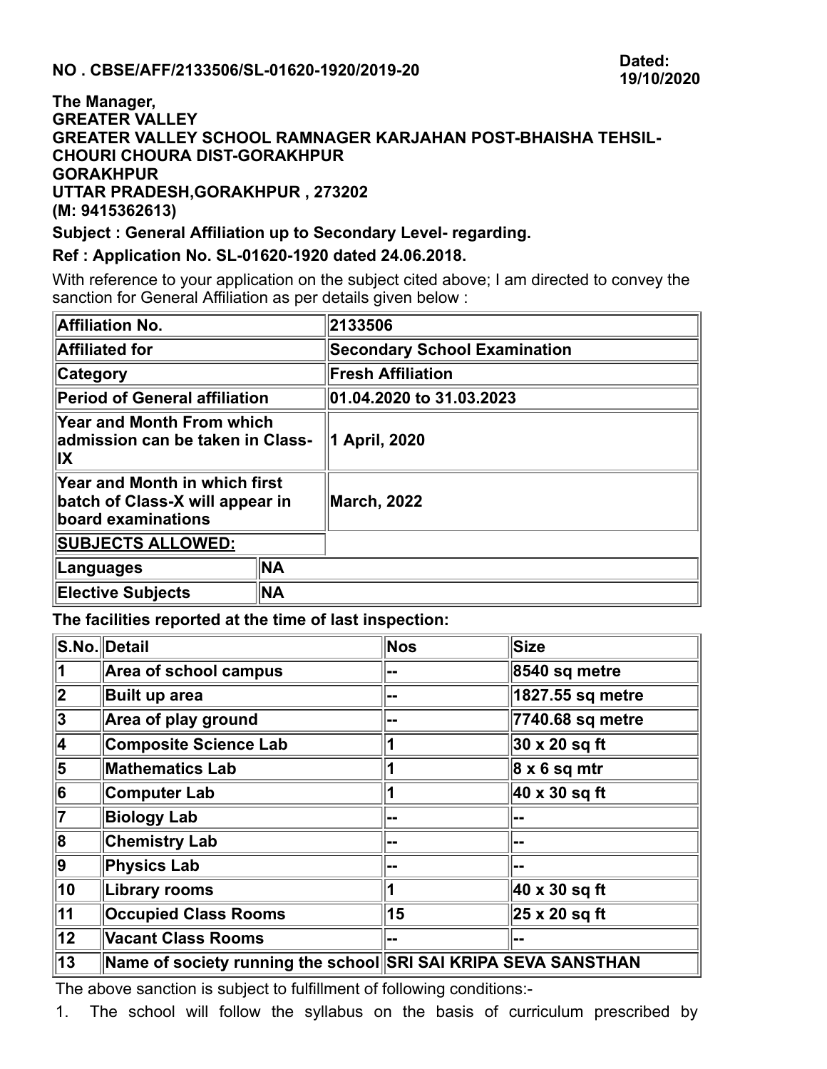**NO . CBSE/AFF/2133506/SL-01620-1920/2019-20**

**Dated: 19/10/2020**

**The Manager,**
**GREATER VALLEY**
**GREATER VALLEY SCHOOL RAMNAGER KARJAHAN POST-BHAISHA TEHSIL-CHOURI CHOURA DIST-GORAKHPUR**
**GORAKHPUR**
**UTTAR PRADESH,GORAKHPUR , 273202**
**(M: 9415362613)**

**Subject : General Affiliation up to Secondary Level- regarding.**

**Ref : Application No. SL-01620-1920 dated 24.06.2018.**

With reference to your application on the subject cited above; I am directed to convey the sanction for General Affiliation as per details given below :

| | | |
|---|---|---|
| **Affiliation No.** | | **2133506** |
| **Affiliated for** | | **Secondary School Examination** |
| **Category** | | **Fresh Affiliation** |
| **Period of General affiliation** | | **01.04.2020 to 31.03.2023** |
| **Year and Month From which admission can be taken in Class-IX** | | **1 April, 2020** |
| **Year and Month in which first batch of Class-X will appear in board examinations** | | **March, 2022** |
| **SUBJECTS ALLOWED:** | | |
| **Languages** | **NA** | |
| **Elective Subjects** | **NA** | |

**The facilities reported at the time of last inspection:**

| S.No. | Detail | Nos | Size |
|---|---|---|---|
| 1 | Area of school campus | -- | 8540 sq metre |
| 2 | Built up area | -- | 1827.55 sq metre |
| 3 | Area of play ground | -- | 7740.68 sq metre |
| 4 | Composite Science Lab | 1 | 30 x 20 sq ft |
| 5 | Mathematics Lab | 1 | 8 x 6 sq mtr |
| 6 | Computer Lab | 1 | 40 x 30 sq ft |
| 7 | Biology Lab | -- | -- |
| 8 | Chemistry Lab | -- | -- |
| 9 | Physics Lab | -- | -- |
| 10 | Library rooms | 1 | 40 x 30 sq ft |
| 11 | Occupied Class Rooms | 15 | 25 x 20 sq ft |
| 12 | Vacant Class Rooms | -- | -- |
| 13 | Name of society running the school | SRI SAI KRIPA SEVA SANSTHAN | |

The above sanction is subject to fulfillment of following conditions:-

1. The school will follow the syllabus on the basis of curriculum prescribed by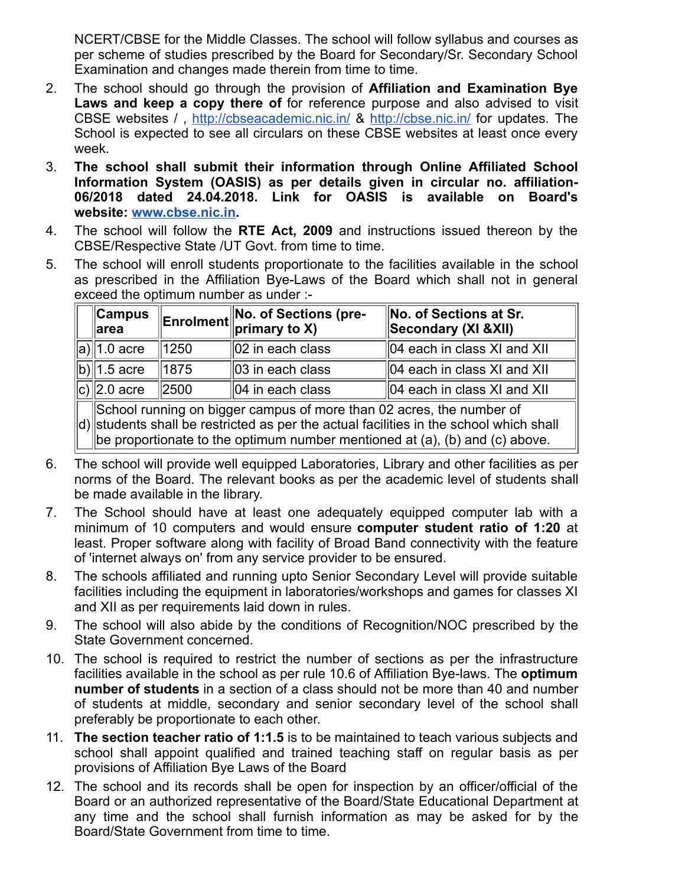NCERT/CBSE for the Middle Classes. The school will follow syllabus and courses as per scheme of studies prescribed by the Board for Secondary/Sr. Secondary School Examination and changes made therein from time to time.

2. The school should go through the provision of **Affiliation and Examination Bye Laws and keep a copy there of** for reference purpose and also advised to visit CBSE websites / , http://cbseacademic.nic.in/ & http://cbse.nic.in/ for updates. The School is expected to see all circulars on these CBSE websites at least once every week.
3. **The school shall submit their information through Online Affiliated School Information System (OASIS) as per details given in circular no. affiliation-06/2018 dated 24.04.2018. Link for OASIS is available on Board's website: www.cbse.nic.in.**
4. The school will follow the **RTE Act, 2009** and instructions issued thereon by the CBSE/Respective State /UT Govt. from time to time.
5. The school will enroll students proportionate to the facilities available in the school as prescribed in the Affiliation Bye-Laws of the Board which shall not in general exceed the optimum number as under :-

| | Campus area | Enrolment | No. of Sections (pre-primary to X) | No. of Sections at Sr. Secondary (XI &XII) |
|---|---|---|---|---|
| a) | 1.0 acre | 1250 | 02 in each class | 04 each in class XI and XII |
| b) | 1.5 acre | 1875 | 03 in each class | 04 each in class XI and XII |
| c) | 2.0 acre | 2500 | 04 in each class | 04 each in class XI and XII |
| d) | School running on bigger campus of more than 02 acres, the number of students shall be restricted as per the actual facilities in the school which shall be proportionate to the optimum number mentioned at (a), (b) and (c) above. | | | |

6. The school will provide well equipped Laboratories, Library and other facilities as per norms of the Board. The relevant books as per the academic level of students shall be made available in the library.
7. The School should have at least one adequately equipped computer lab with a minimum of 10 computers and would ensure **computer student ratio of 1:20** at least. Proper software along with facility of Broad Band connectivity with the feature of 'internet always on' from any service provider to be ensured.
8. The schools affiliated and running upto Senior Secondary Level will provide suitable facilities including the equipment in laboratories/workshops and games for classes XI and XII as per requirements laid down in rules.
9. The school will also abide by the conditions of Recognition/NOC prescribed by the State Government concerned.
10. The school is required to restrict the number of sections as per the infrastructure facilities available in the school as per rule 10.6 of Affiliation Bye-laws. The **optimum number of students** in a section of a class should not be more than 40 and number of students at middle, secondary and senior secondary level of the school shall preferably be proportionate to each other.
11. **The section teacher ratio of 1:1.5** is to be maintained to teach various subjects and school shall appoint qualified and trained teaching staff on regular basis as per provisions of Affiliation Bye Laws of the Board
12. The school and its records shall be open for inspection by an officer/official of the Board or an authorized representative of the Board/State Educational Department at any time and the school shall furnish information as may be asked for by the Board/State Government from time to time.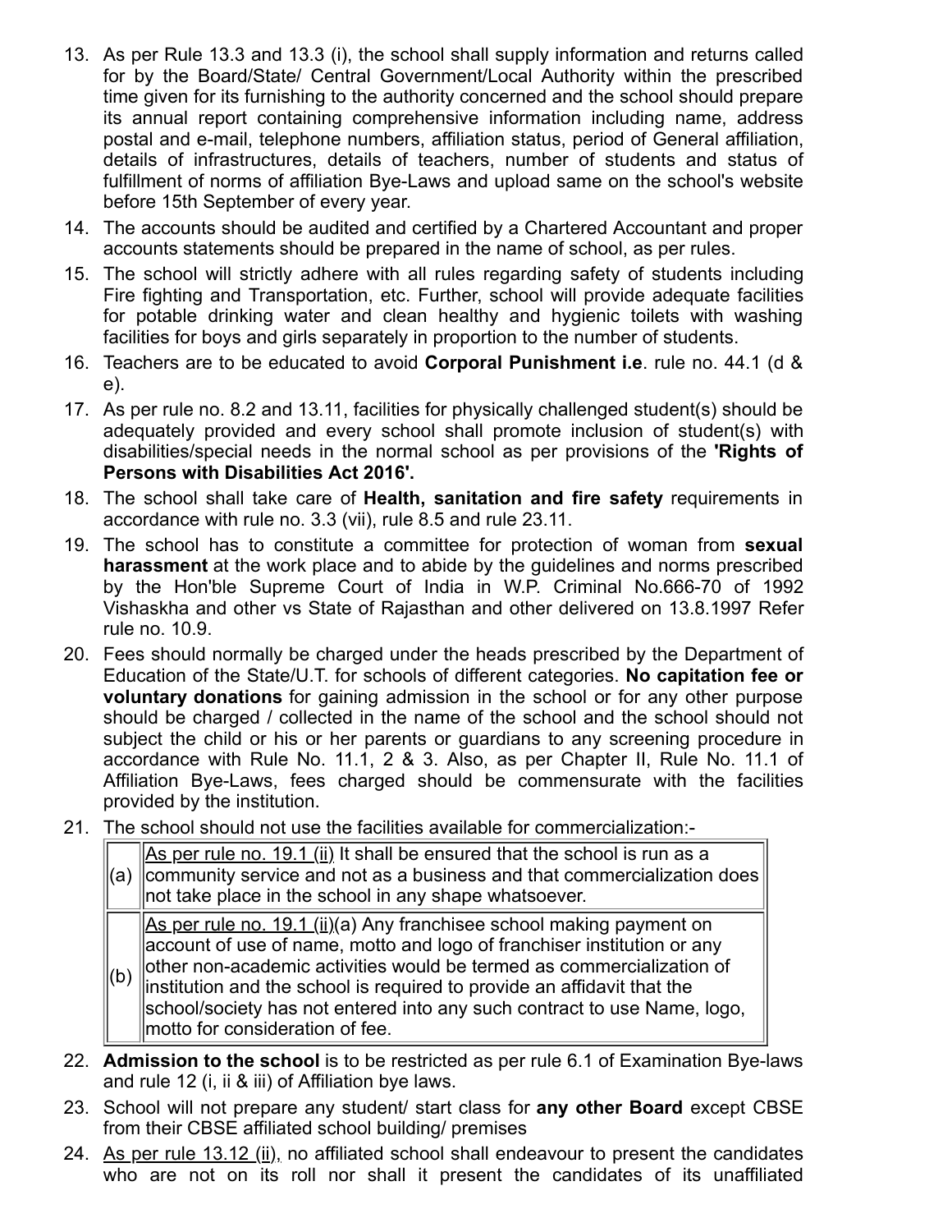13. As per Rule 13.3 and 13.3 (i), the school shall supply information and returns called for by the Board/State/ Central Government/Local Authority within the prescribed time given for its furnishing to the authority concerned and the school should prepare its annual report containing comprehensive information including name, address postal and e-mail, telephone numbers, affiliation status, period of General affiliation, details of infrastructures, details of teachers, number of students and status of fulfillment of norms of affiliation Bye-Laws and upload same on the school's website before 15th September of every year.
14. The accounts should be audited and certified by a Chartered Accountant and proper accounts statements should be prepared in the name of school, as per rules.
15. The school will strictly adhere with all rules regarding safety of students including Fire fighting and Transportation, etc. Further, school will provide adequate facilities for potable drinking water and clean healthy and hygienic toilets with washing facilities for boys and girls separately in proportion to the number of students.
16. Teachers are to be educated to avoid **Corporal Punishment i.e**. rule no. 44.1 (d & e).
17. As per rule no. 8.2 and 13.11, facilities for physically challenged student(s) should be adequately provided and every school shall promote inclusion of student(s) with disabilities/special needs in the normal school as per provisions of the **'Rights of Persons with Disabilities Act 2016'.**
18. The school shall take care of **Health, sanitation and fire safety** requirements in accordance with rule no. 3.3 (vii), rule 8.5 and rule 23.11.
19. The school has to constitute a committee for protection of woman from **sexual harassment** at the work place and to abide by the guidelines and norms prescribed by the Hon'ble Supreme Court of India in W.P. Criminal No.666-70 of 1992 Vishaskha and other vs State of Rajasthan and other delivered on 13.8.1997 Refer rule no. 10.9.
20. Fees should normally be charged under the heads prescribed by the Department of Education of the State/U.T. for schools of different categories. **No capitation fee or voluntary donations** for gaining admission in the school or for any other purpose should be charged / collected in the name of the school and the school should not subject the child or his or her parents or guardians to any screening procedure in accordance with Rule No. 11.1, 2 & 3. Also, as per Chapter II, Rule No. 11.1 of Affiliation Bye-Laws, fees charged should be commensurate with the facilities provided by the institution.
21. The school should not use the facilities available for commercialization:-

| | |
|---|---|
| (a) | <u>As per rule no. 19.1 (ii)</u> It shall be ensured that the school is run as a community service and not as a business and that commercialization does not take place in the school in any shape whatsoever. |
| (b) | <u>As per rule no. 19.1 (ii)</u>(a) Any franchisee school making payment on account of use of name, motto and logo of franchiser institution or any other non-academic activities would be termed as commercialization of institution and the school is required to provide an affidavit that the school/society has not entered into any such contract to use Name, logo, motto for consideration of fee. |

22. **Admission to the school** is to be restricted as per rule 6.1 of Examination Bye-laws and rule 12 (i, ii & iii) of Affiliation bye laws.
23. School will not prepare any student/ start class for **any other Board** except CBSE from their CBSE affiliated school building/ premises
24. <u>As per rule 13.12 (ii)</u>, no affiliated school shall endeavour to present the candidates who are not on its roll nor shall it present the candidates of its unaffiliated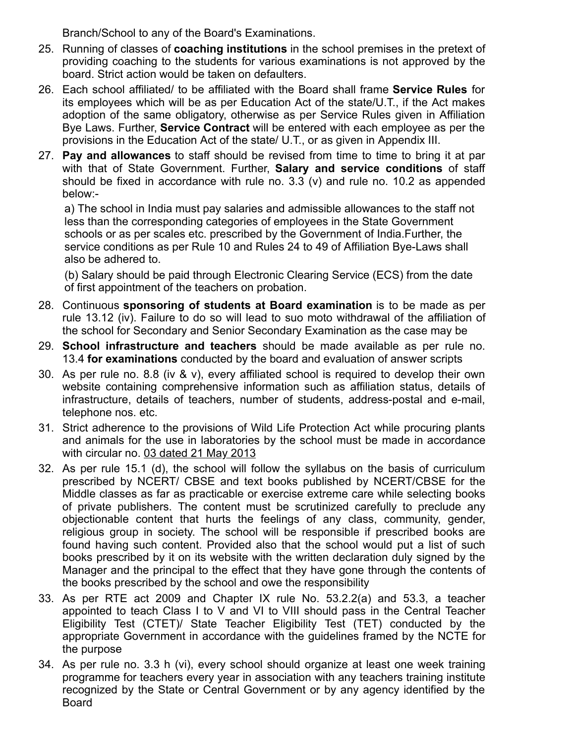Branch/School to any of the Board's Examinations.

25. Running of classes of **coaching institutions** in the school premises in the pretext of providing coaching to the students for various examinations is not approved by the board. Strict action would be taken on defaulters.
26. Each school affiliated/ to be affiliated with the Board shall frame **Service Rules** for its employees which will be as per Education Act of the state/U.T., if the Act makes adoption of the same obligatory, otherwise as per Service Rules given in Affiliation Bye Laws. Further, **Service Contract** will be entered with each employee as per the provisions in the Education Act of the state/ U.T., or as given in Appendix III.
27. **Pay and allowances** to staff should be revised from time to time to bring it at par with that of State Government. Further, **Salary and service conditions** of staff should be fixed in accordance with rule no. 3.3 (v) and rule no. 10.2 as appended below:-

    a) The school in India must pay salaries and admissible allowances to the staff not less than the corresponding categories of employees in the State Government schools or as per scales etc. prescribed by the Government of India.Further, the service conditions as per Rule 10 and Rules 24 to 49 of Affiliation Bye-Laws shall also be adhered to.

    (b) Salary should be paid through Electronic Clearing Service (ECS) from the date of first appointment of the teachers on probation.
28. Continuous **sponsoring of students at Board examination** is to be made as per rule 13.12 (iv). Failure to do so will lead to suo moto withdrawal of the affiliation of the school for Secondary and Senior Secondary Examination as the case may be
29. **School infrastructure and teachers** should be made available as per rule no. 13.4 **for examinations** conducted by the board and evaluation of answer scripts
30. As per rule no. 8.8 (iv & v), every affiliated school is required to develop their own website containing comprehensive information such as affiliation status, details of infrastructure, details of teachers, number of students, address-postal and e-mail, telephone nos. etc.
31. Strict adherence to the provisions of Wild Life Protection Act while procuring plants and animals for the use in laboratories by the school must be made in accordance with circular no. 03 dated 21 May 2013
32. As per rule 15.1 (d), the school will follow the syllabus on the basis of curriculum prescribed by NCERT/ CBSE and text books published by NCERT/CBSE for the Middle classes as far as practicable or exercise extreme care while selecting books of private publishers. The content must be scrutinized carefully to preclude any objectionable content that hurts the feelings of any class, community, gender, religious group in society. The school will be responsible if prescribed books are found having such content. Provided also that the school would put a list of such books prescribed by it on its website with the written declaration duly signed by the Manager and the principal to the effect that they have gone through the contents of the books prescribed by the school and owe the responsibility
33. As per RTE act 2009 and Chapter IX rule No. 53.2.2(a) and 53.3, a teacher appointed to teach Class I to V and VI to VIII should pass in the Central Teacher Eligibility Test (CTET)/ State Teacher Eligibility Test (TET) conducted by the appropriate Government in accordance with the guidelines framed by the NCTE for the purpose
34. As per rule no. 3.3 h (vi), every school should organize at least one week training programme for teachers every year in association with any teachers training institute recognized by the State or Central Government or by any agency identified by the Board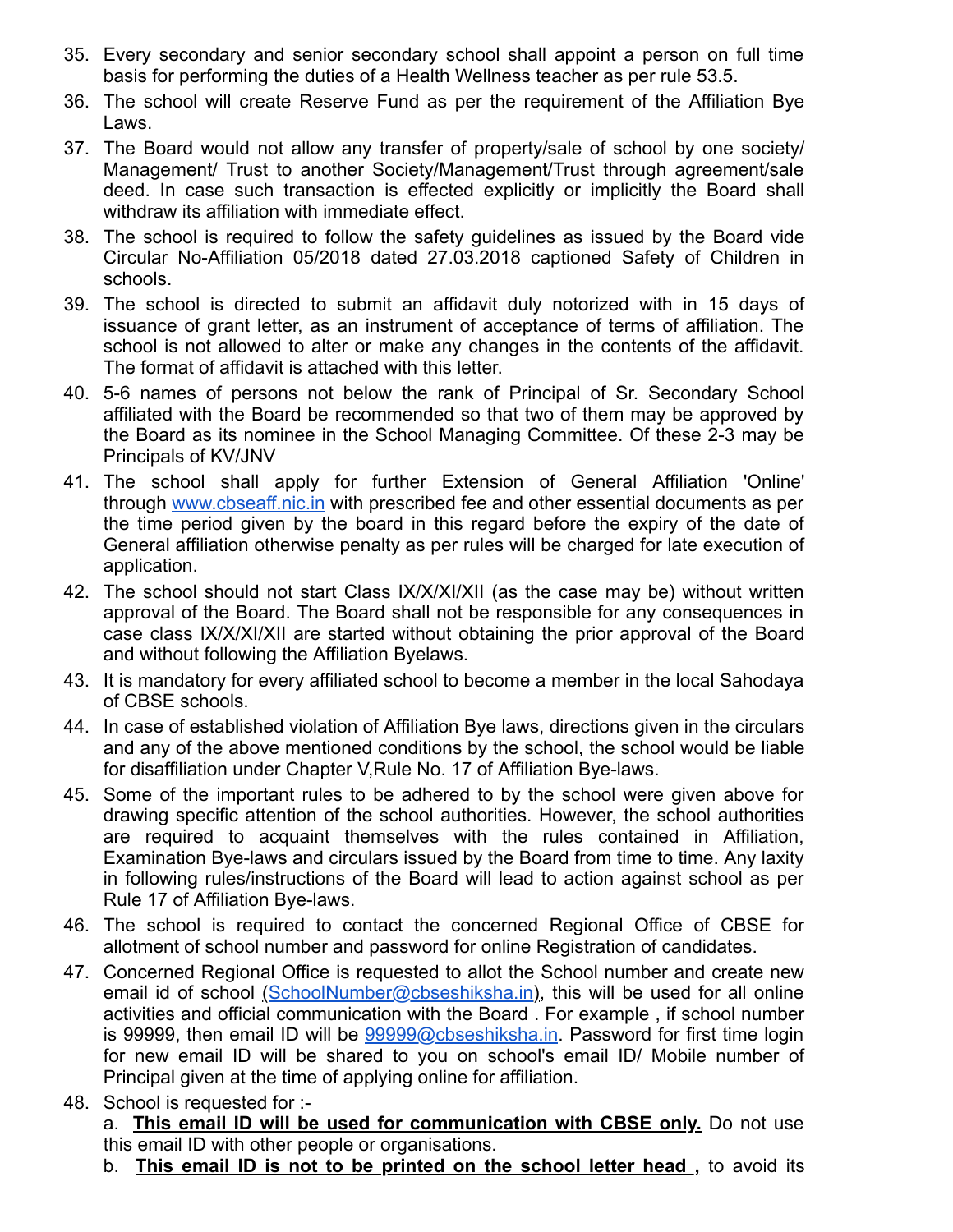35. Every secondary and senior secondary school shall appoint a person on full time basis for performing the duties of a Health Wellness teacher as per rule 53.5.
36. The school will create Reserve Fund as per the requirement of the Affiliation Bye Laws.
37. The Board would not allow any transfer of property/sale of school by one society/ Management/ Trust to another Society/Management/Trust through agreement/sale deed. In case such transaction is effected explicitly or implicitly the Board shall withdraw its affiliation with immediate effect.
38. The school is required to follow the safety guidelines as issued by the Board vide Circular No-Affiliation 05/2018 dated 27.03.2018 captioned Safety of Children in schools.
39. The school is directed to submit an affidavit duly notorized with in 15 days of issuance of grant letter, as an instrument of acceptance of terms of affiliation. The school is not allowed to alter or make any changes in the contents of the affidavit. The format of affidavit is attached with this letter.
40. 5-6 names of persons not below the rank of Principal of Sr. Secondary School affiliated with the Board be recommended so that two of them may be approved by the Board as its nominee in the School Managing Committee. Of these 2-3 may be Principals of KV/JNV
41. The school shall apply for further Extension of General Affiliation 'Online' through [www.cbseaff.nic.in](www.cbseaff.nic.in) with prescribed fee and other essential documents as per the time period given by the board in this regard before the expiry of the date of General affiliation otherwise penalty as per rules will be charged for late execution of application.
42. The school should not start Class IX/X/XI/XII (as the case may be) without written approval of the Board. The Board shall not be responsible for any consequences in case class IX/X/XI/XII are started without obtaining the prior approval of the Board and without following the Affiliation Byelaws.
43. It is mandatory for every affiliated school to become a member in the local Sahodaya of CBSE schools.
44. In case of established violation of Affiliation Bye laws, directions given in the circulars and any of the above mentioned conditions by the school, the school would be liable for disaffiliation under Chapter V,Rule No. 17 of Affiliation Bye-laws.
45. Some of the important rules to be adhered to by the school were given above for drawing specific attention of the school authorities. However, the school authorities are required to acquaint themselves with the rules contained in Affiliation, Examination Bye-laws and circulars issued by the Board from time to time. Any laxity in following rules/instructions of the Board will lead to action against school as per Rule 17 of Affiliation Bye-laws.
46. The school is required to contact the concerned Regional Office of CBSE for allotment of school number and password for online Registration of candidates.
47. Concerned Regional Office is requested to allot the School number and create new email id of school (SchoolNumber@cbseshiksha.in), this will be used for all online activities and official communication with the Board . For example , if school number is 99999, then email ID will be 99999@cbseshiksha.in. Password for first time login for new email ID will be shared to you on school's email ID/ Mobile number of Principal given at the time of applying online for affiliation.
48. School is requested for :-
    a. **<u>This email ID will be used for communication with CBSE only.</u>** Do not use this email ID with other people or organisations.
    b. **<u>This email ID is not to be printed on the school letter head ,</u>** to avoid its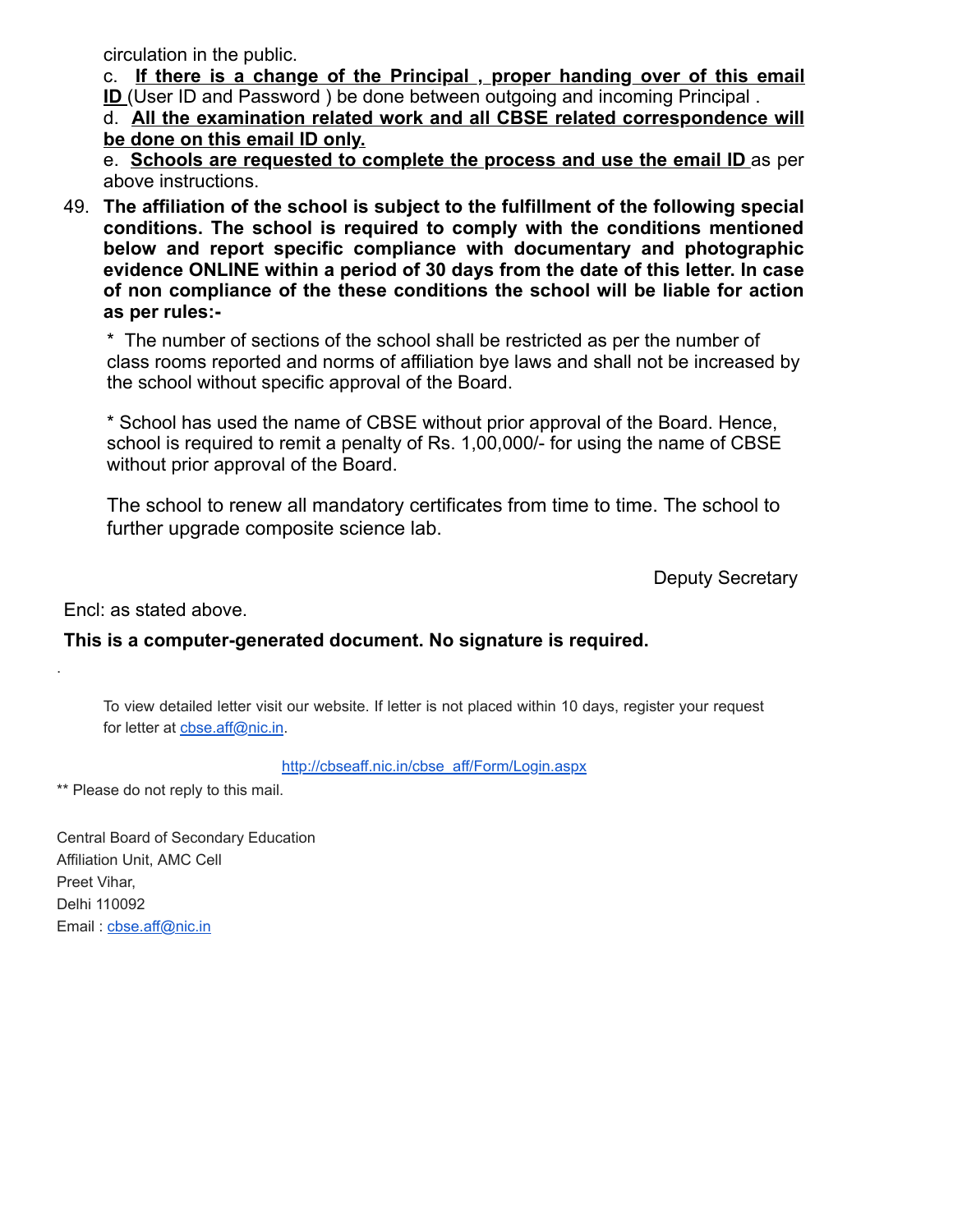circulation in the public.

c. **<u>If there is a change of the Principal , proper handing over of this email ID</u>** (User ID and Password ) be done between outgoing and incoming Principal .

d. **<u>All the examination related work and all CBSE related correspondence will be done on this email ID only.</u>**

e. **<u>Schools are requested to complete the process and use the email ID</u>** as per above instructions.

49. **The affiliation of the school is subject to the fulfillment of the following special conditions. The school is required to comply with the conditions mentioned below and report specific compliance with documentary and photographic evidence ONLINE within a period of 30 days from the date of this letter. In case of non compliance of the these conditions the school will be liable for action as per rules:-**

   * The number of sections of the school shall be restricted as per the number of class rooms reported and norms of affiliation bye laws and shall not be increased by the school without specific approval of the Board.

   * School has used the name of CBSE without prior approval of the Board. Hence, school is required to remit a penalty of Rs. 1,00,000/- for using the name of CBSE without prior approval of the Board.

   The school to renew all mandatory certificates from time to time. The school to further upgrade composite science lab.

Deputy Secretary

Encl: as stated above.

**This is a computer-generated document. No signature is required.**

.

To view detailed letter visit our website. If letter is not placed within 10 days, register your request for letter at cbse.aff@nic.in.

http://cbseaff.nic.in/cbse_aff/Form/Login.aspx

** Please do not reply to this mail.

Central Board of Secondary Education
Affiliation Unit, AMC Cell
Preet Vihar,
Delhi 110092
Email : cbse.aff@nic.in